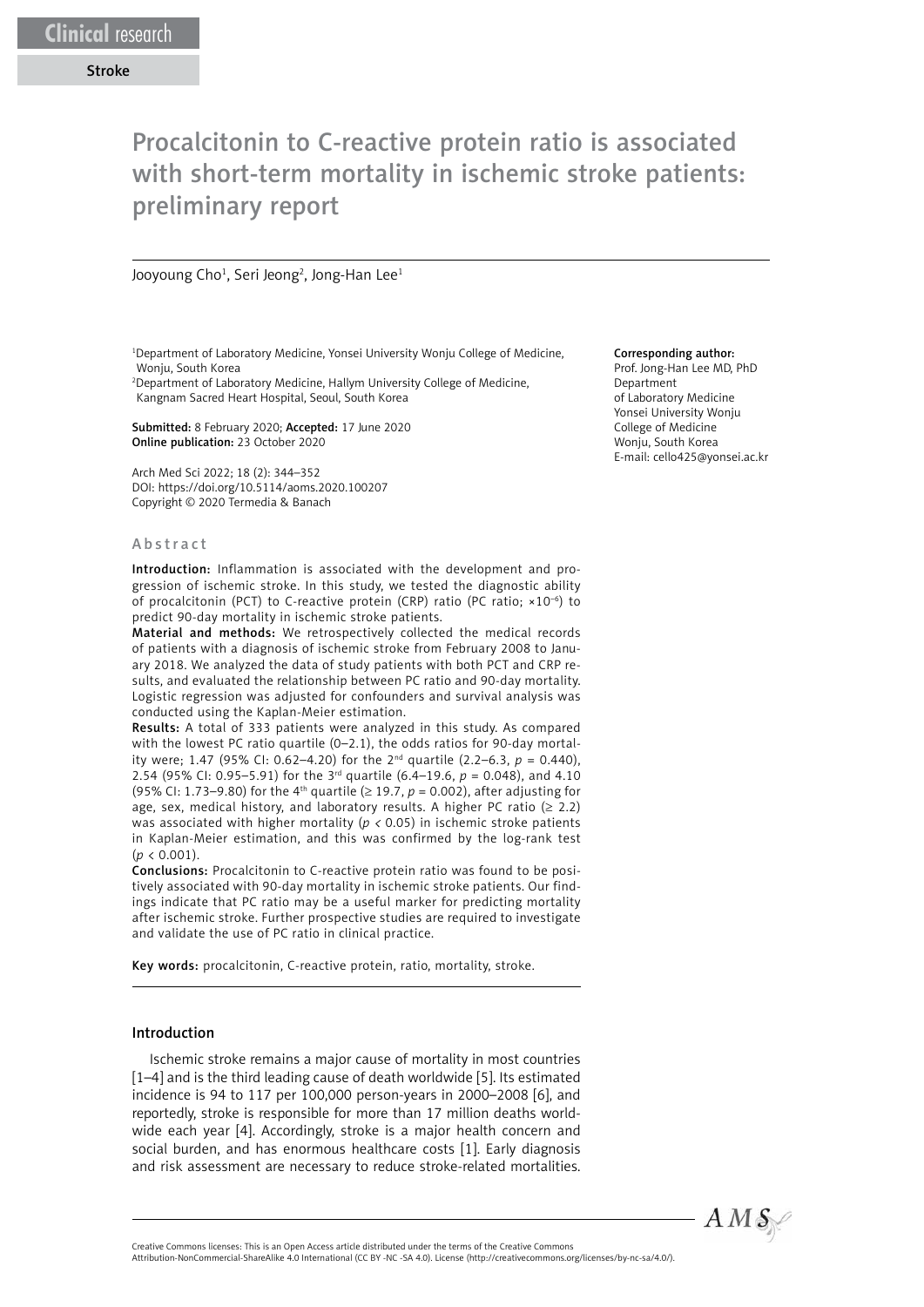Clinical research

Stroke

# Procalcitonin to C-reactive protein ratio is associated with short-term mortality in ischemic stroke patients: preliminary report

Jooyoung Cho[1], Seri Jeong[2], Jong-Han Lee[1]

[1]Department of Laboratory Medicine, Yonsei University Wonju College of Medicine, Wonju, South Korea
[2]Department of Laboratory Medicine, Hallym University College of Medicine, Kangnam Sacred Heart Hospital, Seoul, South Korea

**Submitted:** 8 February 2020; **Accepted:** 17 June 2020
**Online publication:** 23 October 2020

Arch Med Sci 2022; 18 (2): 344–352
DOI: https://doi.org/10.5114/aoms.2020.100207
Copyright © 2020 Termedia & Banach

**Corresponding author:**
Prof. Jong-Han Lee MD, PhD
Department of Laboratory Medicine
Yonsei University Wonju College of Medicine
Wonju, South Korea
E-mail: cello425@yonsei.ac.kr

## Abstract

**Introduction:** Inflammation is associated with the development and progression of ischemic stroke. In this study, we tested the diagnostic ability of procalcitonin (PCT) to C-reactive protein (CRP) ratio (PC ratio; $\times 10^{-6}$) to predict 90-day mortality in ischemic stroke patients.

**Material and methods:** We retrospectively collected the medical records of patients with a diagnosis of ischemic stroke from February 2008 to January 2018. We analyzed the data of study patients with both PCT and CRP results, and evaluated the relationship between PC ratio and 90-day mortality. Logistic regression was adjusted for confounders and survival analysis was conducted using the Kaplan-Meier estimation.

**Results:** A total of 333 patients were analyzed in this study. As compared with the lowest PC ratio quartile (0–2.1), the odds ratios for 90-day mortality were; 1.47 (95% CI: 0.62–4.20) for the 2nd quartile (2.2–6.3, $p$ = 0.440), 2.54 (95% CI: 0.95–5.91) for the 3rd quartile (6.4–19.6, $p$ = 0.048), and 4.10 (95% CI: 1.73–9.80) for the 4th quartile (≥ 19.7, $p$ = 0.002), after adjusting for age, sex, medical history, and laboratory results. A higher PC ratio (≥ 2.2) was associated with higher mortality ($p < 0.05$) in ischemic stroke patients in Kaplan-Meier estimation, and this was confirmed by the log-rank test ($p < 0.001$).

**Conclusions:** Procalcitonin to C-reactive protein ratio was found to be positively associated with 90-day mortality in ischemic stroke patients. Our findings indicate that PC ratio may be a useful marker for predicting mortality after ischemic stroke. Further prospective studies are required to investigate and validate the use of PC ratio in clinical practice.

**Key words:** procalcitonin, C-reactive protein, ratio, mortality, stroke.

## Introduction

Ischemic stroke remains a major cause of mortality in most countries [1–4] and is the third leading cause of death worldwide [5]. Its estimated incidence is 94 to 117 per 100,000 person-years in 2000–2008 [6], and reportedly, stroke is responsible for more than 17 million deaths worldwide each year [4]. Accordingly, stroke is a major health concern and social burden, and has enormous healthcare costs [1]. Early diagnosis and risk assessment are necessary to reduce stroke-related mortalities.

Creative Commons licenses: This is an Open Access article distributed under the terms of the Creative Commons Attribution-NonCommercial-ShareAlike 4.0 International (CC BY -NC -SA 4.0). License (http://creativecommons.org/licenses/by-nc-sa/4.0/).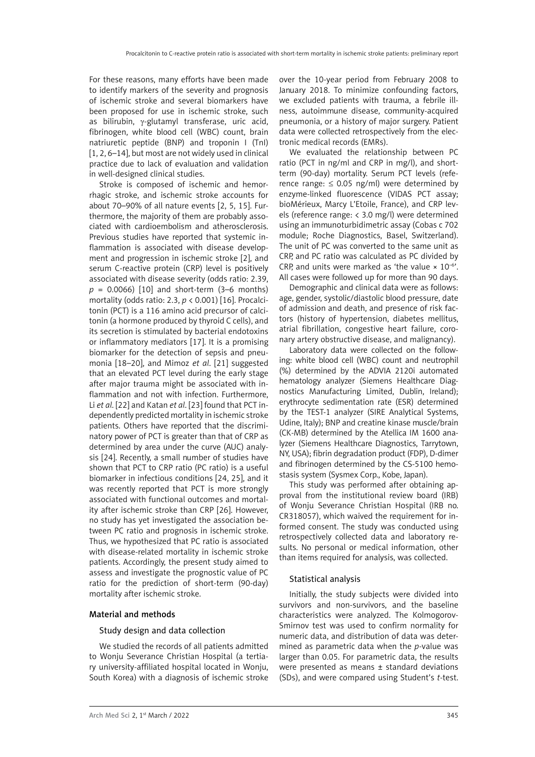For these reasons, many efforts have been made to identify markers of the severity and prognosis of ischemic stroke and several biomarkers have been proposed for use in ischemic stroke, such as bilirubin, γ-glutamyl transferase, uric acid, fibrinogen, white blood cell (WBC) count, brain natriuretic peptide (BNP) and troponin I (TnI) [1, 2, 6–14], but most are not widely used in clinical practice due to lack of evaluation and validation in well-designed clinical studies.

Stroke is composed of ischemic and hemorrhagic stroke, and ischemic stroke accounts for about 70–90% of all nature events [2, 5, 15]. Furthermore, the majority of them are probably associated with cardioembolism and atherosclerosis. Previous studies have reported that systemic inflammation is associated with disease development and progression in ischemic stroke [2], and serum C-reactive protein (CRP) level is positively associated with disease severity (odds ratio: 2.39, $p$ = 0.0066) [10] and short-term (3–6 months) mortality (odds ratio: 2.3, $p$ < 0.001) [16]. Procalcitonin (PCT) is a 116 amino acid precursor of calcitonin (a hormone produced by thyroid C cells), and its secretion is stimulated by bacterial endotoxins or inflammatory mediators [17]. It is a promising biomarker for the detection of sepsis and pneumonia [18–20], and Mimoz *et al*. [21] suggested that an elevated PCT level during the early stage after major trauma might be associated with inflammation and not with infection. Furthermore, Li *et al*. [22] and Katan *et al*. [23] found that PCT independently predicted mortality in ischemic stroke patients. Others have reported that the discriminatory power of PCT is greater than that of CRP as determined by area under the curve (AUC) analysis [24]. Recently, a small number of studies have shown that PCT to CRP ratio (PC ratio) is a useful biomarker in infectious conditions [24, 25], and it was recently reported that PCT is more strongly associated with functional outcomes and mortality after ischemic stroke than CRP [26]. However, no study has yet investigated the association between PC ratio and prognosis in ischemic stroke. Thus, we hypothesized that PC ratio is associated with disease-related mortality in ischemic stroke patients. Accordingly, the present study aimed to assess and investigate the prognostic value of PC ratio for the prediction of short-term (90-day) mortality after ischemic stroke.

## Material and methods

### Study design and data collection

We studied the records of all patients admitted to Wonju Severance Christian Hospital (a tertiary university-affiliated hospital located in Wonju, South Korea) with a diagnosis of ischemic stroke over the 10-year period from February 2008 to January 2018. To minimize confounding factors, we excluded patients with trauma, a febrile illness, autoimmune disease, community-acquired pneumonia, or a history of major surgery. Patient data were collected retrospectively from the electronic medical records (EMRs).

We evaluated the relationship between PC ratio (PCT in ng/ml and CRP in mg/l), and short-term (90-day) mortality. Serum PCT levels (reference range: ≤ 0.05 ng/ml) were determined by enzyme-linked fluorescence (VIDAS PCT assay; bioMérieux, Marcy L'Etoile, France), and CRP levels (reference range: < 3.0 mg/l) were determined using an immunoturbidimetric assay (Cobas c 702 module; Roche Diagnostics, Basel, Switzerland). The unit of PC was converted to the same unit as CRP, and PC ratio was calculated as PC divided by CRP, and units were marked as 'the value × $10^{-6}$'. All cases were followed up for more than 90 days.

Demographic and clinical data were as follows: age, gender, systolic/diastolic blood pressure, date of admission and death, and presence of risk factors (history of hypertension, diabetes mellitus, atrial fibrillation, congestive heart failure, coronary artery obstructive disease, and malignancy).

Laboratory data were collected on the following: white blood cell (WBC) count and neutrophil (%) determined by the ADVIA 2120i automated hematology analyzer (Siemens Healthcare Diagnostics Manufacturing Limited, Dublin, Ireland); erythrocyte sedimentation rate (ESR) determined by the TEST-1 analyzer (SIRE Analytical Systems, Udine, Italy); BNP and creatine kinase muscle/brain (CK-MB) determined by the Atellica IM 1600 analyzer (Siemens Healthcare Diagnostics, Tarrytown, NY, USA); fibrin degradation product (FDP), D-dimer and fibrinogen determined by the CS-5100 hemostasis system (Sysmex Corp., Kobe, Japan).

This study was performed after obtaining approval from the institutional review board (IRB) of Wonju Severance Christian Hospital (IRB no. CR318057), which waived the requirement for informed consent. The study was conducted using retrospectively collected data and laboratory results. No personal or medical information, other than items required for analysis, was collected.

### Statistical analysis

Initially, the study subjects were divided into survivors and non-survivors, and the baseline characteristics were analyzed. The Kolmogorov-Smirnov test was used to confirm normality for numeric data, and distribution of data was determined as parametric data when the $p$-value was larger than 0.05. For parametric data, the results were presented as means ± standard deviations (SDs), and were compared using Student's $t$-test.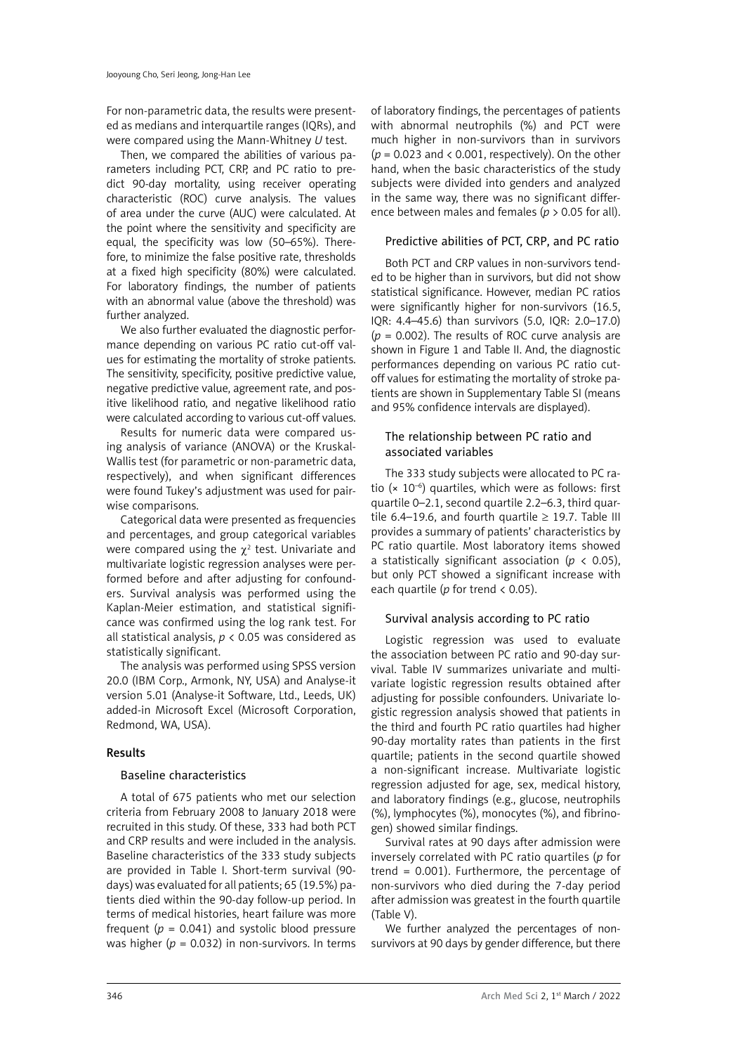For non-parametric data, the results were presented as medians and interquartile ranges (IQRs), and were compared using the Mann-Whitney *U* test.

Then, we compared the abilities of various parameters including PCT, CRP, and PC ratio to predict 90-day mortality, using receiver operating characteristic (ROC) curve analysis. The values of area under the curve (AUC) were calculated. At the point where the sensitivity and specificity are equal, the specificity was low (50–65%). Therefore, to minimize the false positive rate, thresholds at a fixed high specificity (80%) were calculated. For laboratory findings, the number of patients with an abnormal value (above the threshold) was further analyzed.

We also further evaluated the diagnostic performance depending on various PC ratio cut-off values for estimating the mortality of stroke patients. The sensitivity, specificity, positive predictive value, negative predictive value, agreement rate, and positive likelihood ratio, and negative likelihood ratio were calculated according to various cut-off values.

Results for numeric data were compared using analysis of variance (ANOVA) or the Kruskal-Wallis test (for parametric or non-parametric data, respectively), and when significant differences were found Tukey's adjustment was used for pairwise comparisons.

Categorical data were presented as frequencies and percentages, and group categorical variables were compared using the $\chi^2$ test. Univariate and multivariate logistic regression analyses were performed before and after adjusting for confounders. Survival analysis was performed using the Kaplan-Meier estimation, and statistical significance was confirmed using the log rank test. For all statistical analysis, $p < 0.05$ was considered as statistically significant.

The analysis was performed using SPSS version 20.0 (IBM Corp., Armonk, NY, USA) and Analyse-it version 5.01 (Analyse-it Software, Ltd., Leeds, UK) added-in Microsoft Excel (Microsoft Corporation, Redmond, WA, USA).

## Results

### Baseline characteristics

A total of 675 patients who met our selection criteria from February 2008 to January 2018 were recruited in this study. Of these, 333 had both PCT and CRP results and were included in the analysis. Baseline characteristics of the 333 study subjects are provided in Table I. Short-term survival (90-days) was evaluated for all patients; 65 (19.5%) patients died within the 90-day follow-up period. In terms of medical histories, heart failure was more frequent ($p = 0.041$) and systolic blood pressure was higher ($p = 0.032$) in non-survivors. In terms of laboratory findings, the percentages of patients with abnormal neutrophils (%) and PCT were much higher in non-survivors than in survivors ($p = 0.023$ and $< 0.001$, respectively). On the other hand, when the basic characteristics of the study subjects were divided into genders and analyzed in the same way, there was no significant difference between males and females ($p > 0.05$ for all).

### Predictive abilities of PCT, CRP, and PC ratio

Both PCT and CRP values in non-survivors tended to be higher than in survivors, but did not show statistical significance. However, median PC ratios were significantly higher for non-survivors (16.5, IQR: 4.4–45.6) than survivors (5.0, IQR: 2.0–17.0) ($p = 0.002$). The results of ROC curve analysis are shown in Figure 1 and Table II. And, the diagnostic performances depending on various PC ratio cut-off values for estimating the mortality of stroke patients are shown in Supplementary Table SI (means and 95% confidence intervals are displayed).

### The relationship between PC ratio and associated variables

The 333 study subjects were allocated to PC ratio ($\times 10^{-6}$) quartiles, which were as follows: first quartile 0–2.1, second quartile 2.2–6.3, third quartile 6.4–19.6, and fourth quartile $\geq 19.7$. Table III provides a summary of patients' characteristics by PC ratio quartile. Most laboratory items showed a statistically significant association ($p < 0.05$), but only PCT showed a significant increase with each quartile ($p$ for trend $< 0.05$).

### Survival analysis according to PC ratio

Logistic regression was used to evaluate the association between PC ratio and 90-day survival. Table IV summarizes univariate and multivariate logistic regression results obtained after adjusting for possible confounders. Univariate logistic regression analysis showed that patients in the third and fourth PC ratio quartiles had higher 90-day mortality rates than patients in the first quartile; patients in the second quartile showed a non-significant increase. Multivariate logistic regression adjusted for age, sex, medical history, and laboratory findings (e.g., glucose, neutrophils (%), lymphocytes (%), monocytes (%), and fibrinogen) showed similar findings.

Survival rates at 90 days after admission were inversely correlated with PC ratio quartiles ($p$ for trend = 0.001). Furthermore, the percentage of non-survivors who died during the 7-day period after admission was greatest in the fourth quartile (Table V).

We further analyzed the percentages of non-survivors at 90 days by gender difference, but there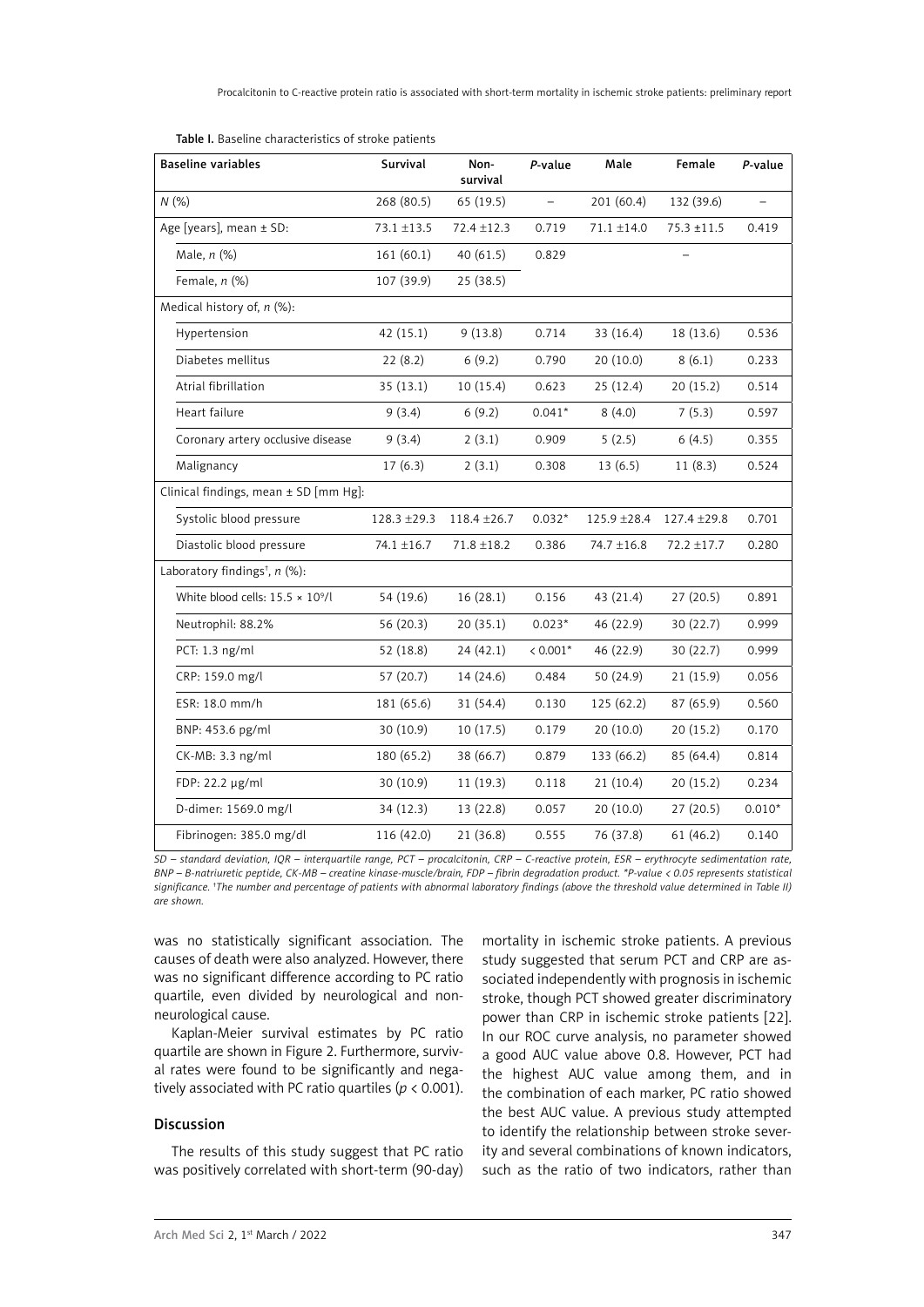Table I. Baseline characteristics of stroke patients

| Baseline variables | Survival | Non-survival | P-value | Male | Female | P-value |
|---|---|---|---|---|---|---|
| N (%) | 268 (80.5) | 65 (19.5) | – | 201 (60.4) | 132 (39.6) | – |
| Age [years], mean ± SD: | 73.1 ±13.5 | 72.4 ±12.3 | 0.719 | 71.1 ±14.0 | 75.3 ±11.5 | 0.419 |
| Male, n (%) | 161 (60.1) | 40 (61.5) | 0.829 | | – | |
| Female, n (%) | 107 (39.9) | 25 (38.5) | | | | |
| Medical history of, n (%): | | | | | | |
| Hypertension | 42 (15.1) | 9 (13.8) | 0.714 | 33 (16.4) | 18 (13.6) | 0.536 |
| Diabetes mellitus | 22 (8.2) | 6 (9.2) | 0.790 | 20 (10.0) | 8 (6.1) | 0.233 |
| Atrial fibrillation | 35 (13.1) | 10 (15.4) | 0.623 | 25 (12.4) | 20 (15.2) | 0.514 |
| Heart failure | 9 (3.4) | 6 (9.2) | 0.041* | 8 (4.0) | 7 (5.3) | 0.597 |
| Coronary artery occlusive disease | 9 (3.4) | 2 (3.1) | 0.909 | 5 (2.5) | 6 (4.5) | 0.355 |
| Malignancy | 17 (6.3) | 2 (3.1) | 0.308 | 13 (6.5) | 11 (8.3) | 0.524 |
| Clinical findings, mean ± SD [mm Hg]: | | | | | | |
| Systolic blood pressure | 128.3 ±29.3 | 118.4 ±26.7 | 0.032* | 125.9 ±28.4 | 127.4 ±29.8 | 0.701 |
| Diastolic blood pressure | 74.1 ±16.7 | 71.8 ±18.2 | 0.386 | 74.7 ±16.8 | 72.2 ±17.7 | 0.280 |
| Laboratory findings[†], n (%): | | | | | | |
| White blood cells: 15.5 × $10^9$/l | 54 (19.6) | 16 (28.1) | 0.156 | 43 (21.4) | 27 (20.5) | 0.891 |
| Neutrophil: 88.2% | 56 (20.3) | 20 (35.1) | 0.023* | 46 (22.9) | 30 (22.7) | 0.999 |
| PCT: 1.3 ng/ml | 52 (18.8) | 24 (42.1) | < 0.001* | 46 (22.9) | 30 (22.7) | 0.999 |
| CRP: 159.0 mg/l | 57 (20.7) | 14 (24.6) | 0.484 | 50 (24.9) | 21 (15.9) | 0.056 |
| ESR: 18.0 mm/h | 181 (65.6) | 31 (54.4) | 0.130 | 125 (62.2) | 87 (65.9) | 0.560 |
| BNP: 453.6 pg/ml | 30 (10.9) | 10 (17.5) | 0.179 | 20 (10.0) | 20 (15.2) | 0.170 |
| CK-MB: 3.3 ng/ml | 180 (65.2) | 38 (66.7) | 0.879 | 133 (66.2) | 85 (64.4) | 0.814 |
| FDP: 22.2 μg/ml | 30 (10.9) | 11 (19.3) | 0.118 | 21 (10.4) | 20 (15.2) | 0.234 |
| D-dimer: 1569.0 mg/l | 34 (12.3) | 13 (22.8) | 0.057 | 20 (10.0) | 27 (20.5) | 0.010* |
| Fibrinogen: 385.0 mg/dl | 116 (42.0) | 21 (36.8) | 0.555 | 76 (37.8) | 61 (46.2) | 0.140 |

*SD – standard deviation, IQR – interquartile range, PCT – procalcitonin, CRP – C-reactive protein, ESR – erythrocyte sedimentation rate, BNP – B-natriuretic peptide, CK-MB – creatine kinase-muscle/brain, FDP – fibrin degradation product. *P-value < 0.05 represents statistical significance. [†]The number and percentage of patients with abnormal laboratory findings (above the threshold value determined in Table II) are shown.*

was no statistically significant association. The causes of death were also analyzed. However, there was no significant difference according to PC ratio quartile, even divided by neurological and non-neurological cause.

Kaplan-Meier survival estimates by PC ratio quartile are shown in Figure 2. Furthermore, survival rates were found to be significantly and negatively associated with PC ratio quartiles ($p < 0.001$).

## Discussion

The results of this study suggest that PC ratio was positively correlated with short-term (90-day) mortality in ischemic stroke patients. A previous study suggested that serum PCT and CRP are associated independently with prognosis in ischemic stroke, though PCT showed greater discriminatory power than CRP in ischemic stroke patients [22]. In our ROC curve analysis, no parameter showed a good AUC value above 0.8. However, PCT had the highest AUC value among them, and in the combination of each marker, PC ratio showed the best AUC value. A previous study attempted to identify the relationship between stroke severity and several combinations of known indicators, such as the ratio of two indicators, rather than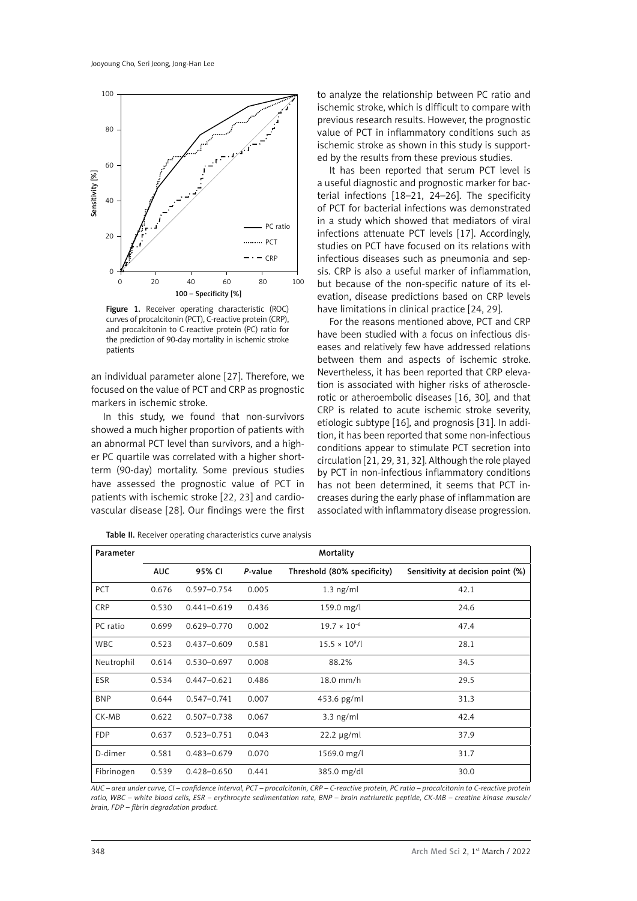Figure 1. Receiver operating characteristic (ROC) curves of procalcitonin (PCT), C-reactive protein (CRP), and procalcitonin to C-reactive protein (PC) ratio for the prediction of 90-day mortality in ischemic stroke patients

an individual parameter alone [27]. Therefore, we focused on the value of PCT and CRP as prognostic markers in ischemic stroke.

In this study, we found that non-survivors showed a much higher proportion of patients with an abnormal PCT level than survivors, and a higher PC quartile was correlated with a higher short-term (90-day) mortality. Some previous studies have assessed the prognostic value of PCT in patients with ischemic stroke [22, 23] and cardiovascular disease [28]. Our findings were the first to analyze the relationship between PC ratio and ischemic stroke, which is difficult to compare with previous research results. However, the prognostic value of PCT in inflammatory conditions such as ischemic stroke as shown in this study is supported by the results from these previous studies.

It has been reported that serum PCT level is a useful diagnostic and prognostic marker for bacterial infections [18–21, 24–26]. The specificity of PCT for bacterial infections was demonstrated in a study which showed that mediators of viral infections attenuate PCT levels [17]. Accordingly, studies on PCT have focused on its relations with infectious diseases such as pneumonia and sepsis. CRP is also a useful marker of inflammation, but because of the non-specific nature of its elevation, disease predictions based on CRP levels have limitations in clinical practice [24, 29].

For the reasons mentioned above, PCT and CRP have been studied with a focus on infectious diseases and relatively few have addressed relations between them and aspects of ischemic stroke. Nevertheless, it has been reported that CRP elevation is associated with higher risks of atherosclerotic or atheroembolic diseases [16, 30], and that CRP is related to acute ischemic stroke severity, etiologic subtype [16], and prognosis [31]. In addition, it has been reported that some non-infectious conditions appear to stimulate PCT secretion into circulation [21, 29, 31, 32]. Although the role played by PCT in non-infectious inflammatory conditions has not been determined, it seems that PCT increases during the early phase of inflammation are associated with inflammatory disease progression.

Table II. Receiver operating characteristics curve analysis

| Parameter | Mortality | | | | |
|---|---|---|---|---|---|
| | AUC | 95% CI | *P*-value | Threshold (80% specificity) | Sensitivity at decision point (%) |
| PCT | 0.676 | 0.597–0.754 | 0.005 | 1.3 ng/ml | 42.1 |
| CRP | 0.530 | 0.441–0.619 | 0.436 | 159.0 mg/l | 24.6 |
| PC ratio | 0.699 | 0.629–0.770 | 0.002 | $19.7 \times 10^{-6}$ | 47.4 |
| WBC | 0.523 | 0.437–0.609 | 0.581 | $15.5 \times 10^{9}$/l | 28.1 |
| Neutrophil | 0.614 | 0.530–0.697 | 0.008 | 88.2% | 34.5 |
| ESR | 0.534 | 0.447–0.621 | 0.486 | 18.0 mm/h | 29.5 |
| BNP | 0.644 | 0.547–0.741 | 0.007 | 453.6 pg/ml | 31.3 |
| CK-MB | 0.622 | 0.507–0.738 | 0.067 | 3.3 ng/ml | 42.4 |
| FDP | 0.637 | 0.523–0.751 | 0.043 | 22.2 µg/ml | 37.9 |
| D-dimer | 0.581 | 0.483–0.679 | 0.070 | 1569.0 mg/l | 31.7 |
| Fibrinogen | 0.539 | 0.428–0.650 | 0.441 | 385.0 mg/dl | 30.0 |

*AUC – area under curve, CI – confidence interval, PCT – procalcitonin, CRP – C-reactive protein, PC ratio – procalcitonin to C-reactive protein ratio, WBC – white blood cells, ESR – erythrocyte sedimentation rate, BNP – brain natriuretic peptide, CK-MB – creatine kinase muscle/brain, FDP – fibrin degradation product.*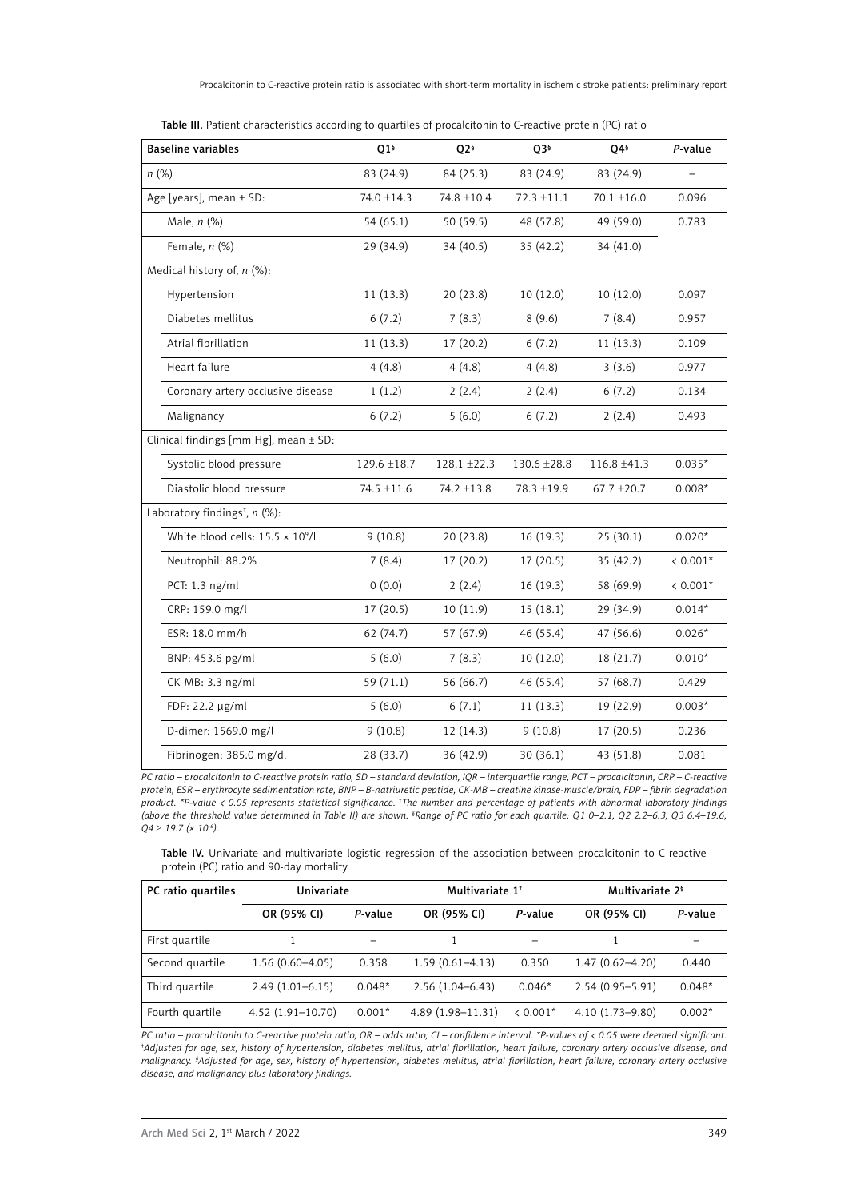Table III. Patient characteristics according to quartiles of procalcitonin to C-reactive protein (PC) ratio

| Baseline variables | Q1§ | Q2§ | Q3§ | Q4§ | P-value |
|---|---|---|---|---|---|
| n (%) | 83 (24.9) | 84 (25.3) | 83 (24.9) | 83 (24.9) | – |
| Age [years], mean ± SD: | 74.0 ±14.3 | 74.8 ±10.4 | 72.3 ±11.1 | 70.1 ±16.0 | 0.096 |
| Male, n (%) | 54 (65.1) | 50 (59.5) | 48 (57.8) | 49 (59.0) | 0.783 |
| Female, n (%) | 29 (34.9) | 34 (40.5) | 35 (42.2) | 34 (41.0) | |
| Medical history of, n (%): | | | | | |
| Hypertension | 11 (13.3) | 20 (23.8) | 10 (12.0) | 10 (12.0) | 0.097 |
| Diabetes mellitus | 6 (7.2) | 7 (8.3) | 8 (9.6) | 7 (8.4) | 0.957 |
| Atrial fibrillation | 11 (13.3) | 17 (20.2) | 6 (7.2) | 11 (13.3) | 0.109 |
| Heart failure | 4 (4.8) | 4 (4.8) | 4 (4.8) | 3 (3.6) | 0.977 |
| Coronary artery occlusive disease | 1 (1.2) | 2 (2.4) | 2 (2.4) | 6 (7.2) | 0.134 |
| Malignancy | 6 (7.2) | 5 (6.0) | 6 (7.2) | 2 (2.4) | 0.493 |
| Clinical findings [mm Hg], mean ± SD: | | | | | |
| Systolic blood pressure | 129.6 ±18.7 | 128.1 ±22.3 | 130.6 ±28.8 | 116.8 ±41.3 | 0.035* |
| Diastolic blood pressure | 74.5 ±11.6 | 74.2 ±13.8 | 78.3 ±19.9 | 67.7 ±20.7 | 0.008* |
| Laboratory findings†, n (%): | | | | | |
| White blood cells: 15.5 × $10^9$/l | 9 (10.8) | 20 (23.8) | 16 (19.3) | 25 (30.1) | 0.020* |
| Neutrophil: 88.2% | 7 (8.4) | 17 (20.2) | 17 (20.5) | 35 (42.2) | < 0.001* |
| PCT: 1.3 ng/ml | 0 (0.0) | 2 (2.4) | 16 (19.3) | 58 (69.9) | < 0.001* |
| CRP: 159.0 mg/l | 17 (20.5) | 10 (11.9) | 15 (18.1) | 29 (34.9) | 0.014* |
| ESR: 18.0 mm/h | 62 (74.7) | 57 (67.9) | 46 (55.4) | 47 (56.6) | 0.026* |
| BNP: 453.6 pg/ml | 5 (6.0) | 7 (8.3) | 10 (12.0) | 18 (21.7) | 0.010* |
| CK-MB: 3.3 ng/ml | 59 (71.1) | 56 (66.7) | 46 (55.4) | 57 (68.7) | 0.429 |
| FDP: 22.2 µg/ml | 5 (6.0) | 6 (7.1) | 11 (13.3) | 19 (22.9) | 0.003* |
| D-dimer: 1569.0 mg/l | 9 (10.8) | 12 (14.3) | 9 (10.8) | 17 (20.5) | 0.236 |
| Fibrinogen: 385.0 mg/dl | 28 (33.7) | 36 (42.9) | 30 (36.1) | 43 (51.8) | 0.081 |

*PC ratio – procalcitonin to C-reactive protein ratio, SD – standard deviation, IQR – interquartile range, PCT – procalcitonin, CRP – C-reactive protein, ESR – erythrocyte sedimentation rate, BNP – B-natriuretic peptide, CK-MB – creatine kinase-muscle/brain, FDP – fibrin degradation product. \*P-value < 0.05 represents statistical significance. †The number and percentage of patients with abnormal laboratory findings (above the threshold value determined in Table II) are shown. §Range of PC ratio for each quartile: Q1 0–2.1, Q2 2.2–6.3, Q3 6.4–19.6, Q4 ≥ 19.7 (× $10^{-6}$).*

Table IV. Univariate and multivariate logistic regression of the association between procalcitonin to C-reactive protein (PC) ratio and 90-day mortality

| PC ratio quartiles | Univariate | | Multivariate 1† | | Multivariate 2§ | |
|---|---|---|---|---|---|---|
| | OR (95% CI) | P-value | OR (95% CI) | P-value | OR (95% CI) | P-value |
| First quartile | 1 | – | 1 | – | 1 | – |
| Second quartile | 1.56 (0.60–4.05) | 0.358 | 1.59 (0.61–4.13) | 0.350 | 1.47 (0.62–4.20) | 0.440 |
| Third quartile | 2.49 (1.01–6.15) | 0.048* | 2.56 (1.04–6.43) | 0.046* | 2.54 (0.95–5.91) | 0.048* |
| Fourth quartile | 4.52 (1.91–10.70) | 0.001* | 4.89 (1.98–11.31) | < 0.001* | 4.10 (1.73–9.80) | 0.002* |

*PC ratio – procalcitonin to C-reactive protein ratio, OR – odds ratio, CI – confidence interval. \*P-values of < 0.05 were deemed significant. †Adjusted for age, sex, history of hypertension, diabetes mellitus, atrial fibrillation, heart failure, coronary artery occlusive disease, and malignancy. §Adjusted for age, sex, history of hypertension, diabetes mellitus, atrial fibrillation, heart failure, coronary artery occlusive disease, and malignancy plus laboratory findings.*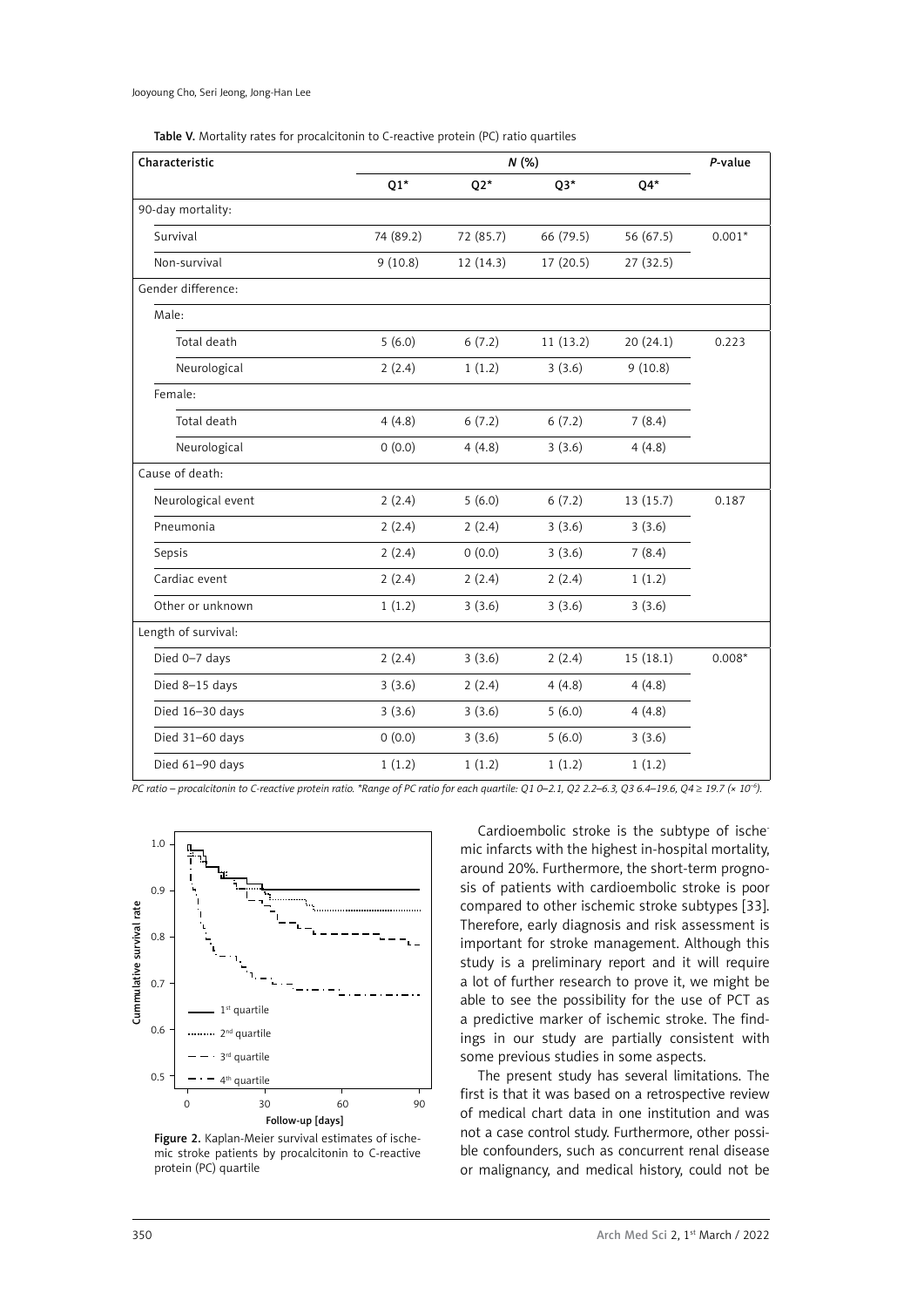Table V. Mortality rates for procalcitonin to C-reactive protein (PC) ratio quartiles

| Characteristic | N (%) | | | | P-value |
|---|---|---|---|---|---|
| | Q1* | Q2* | Q3* | Q4* | |
| 90-day mortality: | | | | | |
| Survival | 74 (89.2) | 72 (85.7) | 66 (79.5) | 56 (67.5) | 0.001* |
| Non-survival | 9 (10.8) | 12 (14.3) | 17 (20.5) | 27 (32.5) | |
| Gender difference: | | | | | |
| Male: | | | | | |
| Total death | 5 (6.0) | 6 (7.2) | 11 (13.2) | 20 (24.1) | 0.223 |
| Neurological | 2 (2.4) | 1 (1.2) | 3 (3.6) | 9 (10.8) | |
| Female: | | | | | |
| Total death | 4 (4.8) | 6 (7.2) | 6 (7.2) | 7 (8.4) | |
| Neurological | 0 (0.0) | 4 (4.8) | 3 (3.6) | 4 (4.8) | |
| Cause of death: | | | | | |
| Neurological event | 2 (2.4) | 5 (6.0) | 6 (7.2) | 13 (15.7) | 0.187 |
| Pneumonia | 2 (2.4) | 2 (2.4) | 3 (3.6) | 3 (3.6) | |
| Sepsis | 2 (2.4) | 0 (0.0) | 3 (3.6) | 7 (8.4) | |
| Cardiac event | 2 (2.4) | 2 (2.4) | 2 (2.4) | 1 (1.2) | |
| Other or unknown | 1 (1.2) | 3 (3.6) | 3 (3.6) | 3 (3.6) | |
| Length of survival: | | | | | |
| Died 0–7 days | 2 (2.4) | 3 (3.6) | 2 (2.4) | 15 (18.1) | 0.008* |
| Died 8–15 days | 3 (3.6) | 2 (2.4) | 4 (4.8) | 4 (4.8) | |
| Died 16–30 days | 3 (3.6) | 3 (3.6) | 5 (6.0) | 4 (4.8) | |
| Died 31–60 days | 0 (0.0) | 3 (3.6) | 5 (6.0) | 3 (3.6) | |
| Died 61–90 days | 1 (1.2) | 1 (1.2) | 1 (1.2) | 1 (1.2) | |

*PC ratio – procalcitonin to C-reactive protein ratio. \*Range of PC ratio for each quartile: Q1 0–2.1, Q2 2.2–6.3, Q3 6.4–19.6, Q4 ≥ 19.7 (× $10^{-6}$).*

Figure 2. Kaplan-Meier survival estimates of ischemic stroke patients by procalcitonin to C-reactive protein (PC) quartile

Cardioembolic stroke is the subtype of ischemic infarcts with the highest in-hospital mortality, around 20%. Furthermore, the short-term prognosis of patients with cardioembolic stroke is poor compared to other ischemic stroke subtypes [33]. Therefore, early diagnosis and risk assessment is important for stroke management. Although this study is a preliminary report and it will require a lot of further research to prove it, we might be able to see the possibility for the use of PCT as a predictive marker of ischemic stroke. The findings in our study are partially consistent with some previous studies in some aspects.

The present study has several limitations. The first is that it was based on a retrospective review of medical chart data in one institution and was not a case control study. Furthermore, other possible confounders, such as concurrent renal disease or malignancy, and medical history, could not be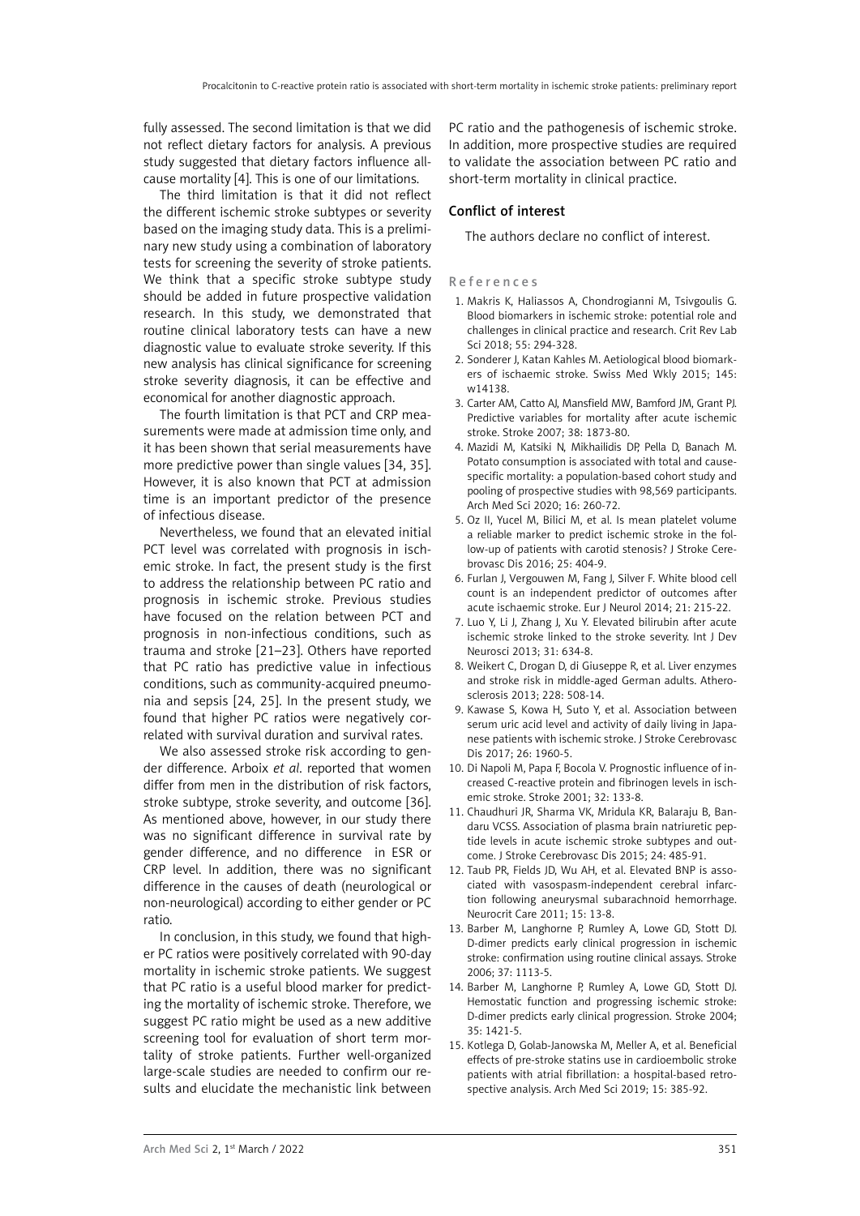fully assessed. The second limitation is that we did not reflect dietary factors for analysis. A previous study suggested that dietary factors influence all-cause mortality [4]. This is one of our limitations.

The third limitation is that it did not reflect the different ischemic stroke subtypes or severity based on the imaging study data. This is a preliminary new study using a combination of laboratory tests for screening the severity of stroke patients. We think that a specific stroke subtype study should be added in future prospective validation research. In this study, we demonstrated that routine clinical laboratory tests can have a new diagnostic value to evaluate stroke severity. If this new analysis has clinical significance for screening stroke severity diagnosis, it can be effective and economical for another diagnostic approach.

The fourth limitation is that PCT and CRP measurements were made at admission time only, and it has been shown that serial measurements have more predictive power than single values [34, 35]. However, it is also known that PCT at admission time is an important predictor of the presence of infectious disease.

Nevertheless, we found that an elevated initial PCT level was correlated with prognosis in ischemic stroke. In fact, the present study is the first to address the relationship between PC ratio and prognosis in ischemic stroke. Previous studies have focused on the relation between PCT and prognosis in non-infectious conditions, such as trauma and stroke [21–23]. Others have reported that PC ratio has predictive value in infectious conditions, such as community-acquired pneumonia and sepsis [24, 25]. In the present study, we found that higher PC ratios were negatively correlated with survival duration and survival rates.

We also assessed stroke risk according to gender difference. Arboix *et al.* reported that women differ from men in the distribution of risk factors, stroke subtype, stroke severity, and outcome [36]. As mentioned above, however, in our study there was no significant difference in survival rate by gender difference, and no difference in ESR or CRP level. In addition, there was no significant difference in the causes of death (neurological or non-neurological) according to either gender or PC ratio.

In conclusion, in this study, we found that higher PC ratios were positively correlated with 90-day mortality in ischemic stroke patients. We suggest that PC ratio is a useful blood marker for predicting the mortality of ischemic stroke. Therefore, we suggest PC ratio might be used as a new additive screening tool for evaluation of short term mortality of stroke patients. Further well-organized large-scale studies are needed to confirm our results and elucidate the mechanistic link between PC ratio and the pathogenesis of ischemic stroke. In addition, more prospective studies are required to validate the association between PC ratio and short-term mortality in clinical practice.

## Conflict of interest

The authors declare no conflict of interest.

## References

1. Makris K, Haliassos A, Chondrogianni M, Tsivgoulis G. Blood biomarkers in ischemic stroke: potential role and challenges in clinical practice and research. Crit Rev Lab Sci 2018; 55: 294-328.
2. Sonderer J, Katan Kahles M. Aetiological blood biomarkers of ischaemic stroke. Swiss Med Wkly 2015; 145: w14138.
3. Carter AM, Catto AJ, Mansfield MW, Bamford JM, Grant PJ. Predictive variables for mortality after acute ischemic stroke. Stroke 2007; 38: 1873-80.
4. Mazidi M, Katsiki N, Mikhailidis DP, Pella D, Banach M. Potato consumption is associated with total and cause-specific mortality: a population-based cohort study and pooling of prospective studies with 98,569 participants. Arch Med Sci 2020; 16: 260-72.
5. Oz II, Yucel M, Bilici M, et al. Is mean platelet volume a reliable marker to predict ischemic stroke in the follow-up of patients with carotid stenosis? J Stroke Cerebrovasc Dis 2016; 25: 404-9.
6. Furlan J, Vergouwen M, Fang J, Silver F. White blood cell count is an independent predictor of outcomes after acute ischaemic stroke. Eur J Neurol 2014; 21: 215-22.
7. Luo Y, Li J, Zhang J, Xu Y. Elevated bilirubin after acute ischemic stroke linked to the stroke severity. Int J Dev Neurosci 2013; 31: 634-8.
8. Weikert C, Drogan D, di Giuseppe R, et al. Liver enzymes and stroke risk in middle-aged German adults. Atherosclerosis 2013; 228: 508-14.
9. Kawase S, Kowa H, Suto Y, et al. Association between serum uric acid level and activity of daily living in Japanese patients with ischemic stroke. J Stroke Cerebrovasc Dis 2017; 26: 1960-5.
10. Di Napoli M, Papa F, Bocola V. Prognostic influence of increased C-reactive protein and fibrinogen levels in ischemic stroke. Stroke 2001; 32: 133-8.
11. Chaudhuri JR, Sharma VK, Mridula KR, Balaraju B, Bandaru VCSS. Association of plasma brain natriuretic peptide levels in acute ischemic stroke subtypes and outcome. J Stroke Cerebrovasc Dis 2015; 24: 485-91.
12. Taub PR, Fields JD, Wu AH, et al. Elevated BNP is associated with vasospasm-independent cerebral infarction following aneurysmal subarachnoid hemorrhage. Neurocrit Care 2011; 15: 13-8.
13. Barber M, Langhorne P, Rumley A, Lowe GD, Stott DJ. D-dimer predicts early clinical progression in ischemic stroke: confirmation using routine clinical assays. Stroke 2006; 37: 1113-5.
14. Barber M, Langhorne P, Rumley A, Lowe GD, Stott DJ. Hemostatic function and progressing ischemic stroke: D-dimer predicts early clinical progression. Stroke 2004; 35: 1421-5.
15. Kotlega D, Golab-Janowska M, Meller A, et al. Beneficial effects of pre-stroke statins use in cardioembolic stroke patients with atrial fibrillation: a hospital-based retrospective analysis. Arch Med Sci 2019; 15: 385-92.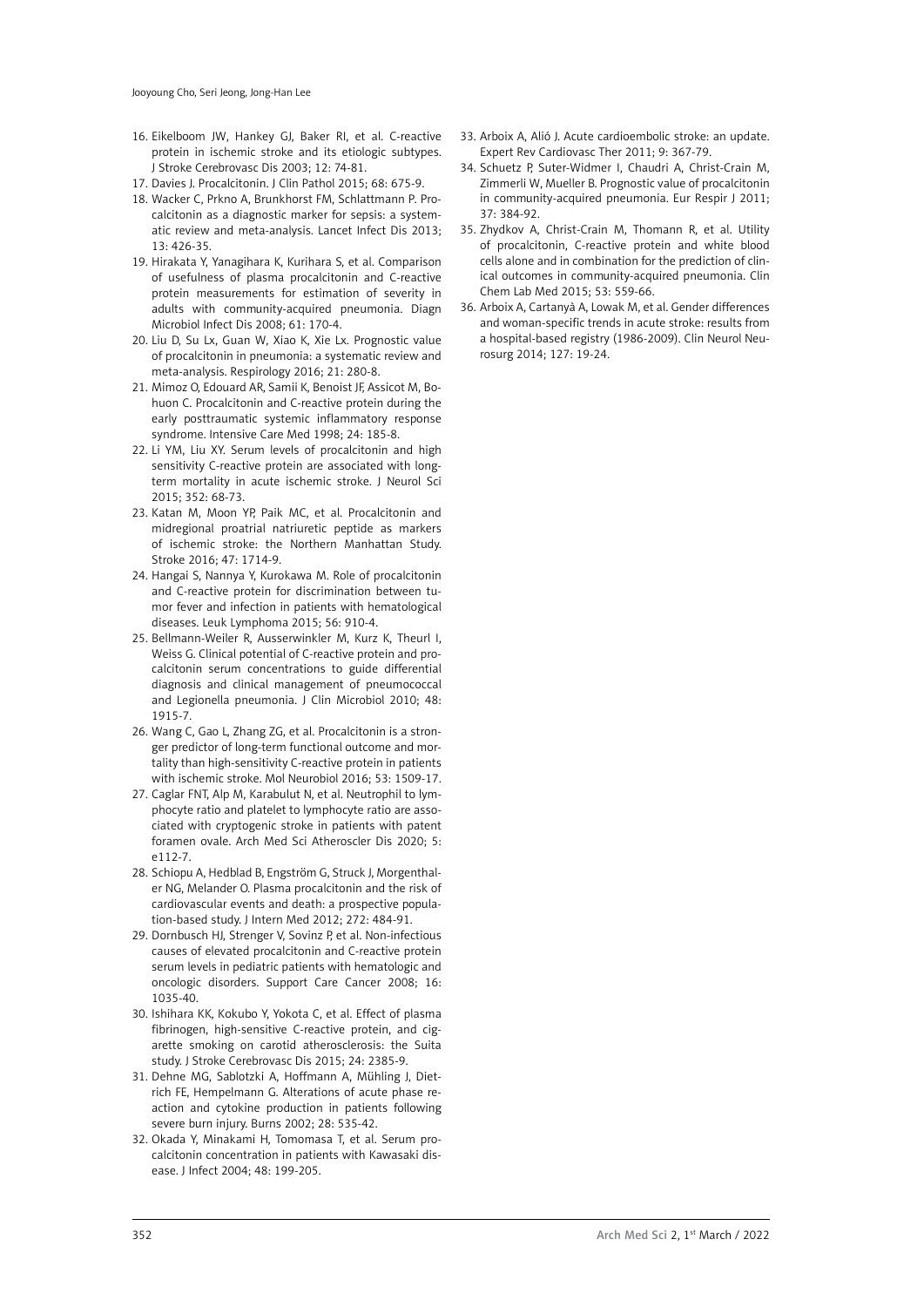16. Eikelboom JW, Hankey GJ, Baker RI, et al. C-reactive protein in ischemic stroke and its etiologic subtypes. J Stroke Cerebrovasc Dis 2003; 12: 74-81.
17. Davies J. Procalcitonin. J Clin Pathol 2015; 68: 675-9.
18. Wacker C, Prkno A, Brunkhorst FM, Schlattmann P. Procalcitonin as a diagnostic marker for sepsis: a systematic review and meta-analysis. Lancet Infect Dis 2013; 13: 426-35.
19. Hirakata Y, Yanagihara K, Kurihara S, et al. Comparison of usefulness of plasma procalcitonin and C-reactive protein measurements for estimation of severity in adults with community-acquired pneumonia. Diagn Microbiol Infect Dis 2008; 61: 170-4.
20. Liu D, Su Lx, Guan W, Xiao K, Xie Lx. Prognostic value of procalcitonin in pneumonia: a systematic review and meta-analysis. Respirology 2016; 21: 280-8.
21. Mimoz O, Edouard AR, Samii K, Benoist JF, Assicot M, Bohuon C. Procalcitonin and C-reactive protein during the early posttraumatic systemic inflammatory response syndrome. Intensive Care Med 1998; 24: 185-8.
22. Li YM, Liu XY. Serum levels of procalcitonin and high sensitivity C-reactive protein are associated with long-term mortality in acute ischemic stroke. J Neurol Sci 2015; 352: 68-73.
23. Katan M, Moon YP, Paik MC, et al. Procalcitonin and midregional proatrial natriuretic peptide as markers of ischemic stroke: the Northern Manhattan Study. Stroke 2016; 47: 1714-9.
24. Hangai S, Nannya Y, Kurokawa M. Role of procalcitonin and C-reactive protein for discrimination between tumor fever and infection in patients with hematological diseases. Leuk Lymphoma 2015; 56: 910-4.
25. Bellmann-Weiler R, Ausserwinkler M, Kurz K, Theurl I, Weiss G. Clinical potential of C-reactive protein and procalcitonin serum concentrations to guide differential diagnosis and clinical management of pneumococcal and Legionella pneumonia. J Clin Microbiol 2010; 48: 1915-7.
26. Wang C, Gao L, Zhang ZG, et al. Procalcitonin is a stronger predictor of long-term functional outcome and mortality than high-sensitivity C-reactive protein in patients with ischemic stroke. Mol Neurobiol 2016; 53: 1509-17.
27. Caglar FNT, Alp M, Karabulut N, et al. Neutrophil to lymphocyte ratio and platelet to lymphocyte ratio are associated with cryptogenic stroke in patients with patent foramen ovale. Arch Med Sci Atheroscler Dis 2020; 5: e112-7.
28. Schiopu A, Hedblad B, Engström G, Struck J, Morgenthaler NG, Melander O. Plasma procalcitonin and the risk of cardiovascular events and death: a prospective population-based study. J Intern Med 2012; 272: 484-91.
29. Dornbusch HJ, Strenger V, Sovinz P, et al. Non-infectious causes of elevated procalcitonin and C-reactive protein serum levels in pediatric patients with hematologic and oncologic disorders. Support Care Cancer 2008; 16: 1035-40.
30. Ishihara KK, Kokubo Y, Yokota C, et al. Effect of plasma fibrinogen, high-sensitive C-reactive protein, and cigarette smoking on carotid atherosclerosis: the Suita study. J Stroke Cerebrovasc Dis 2015; 24: 2385-9.
31. Dehne MG, Sablotzki A, Hoffmann A, Mühling J, Dietrich FE, Hempelmann G. Alterations of acute phase reaction and cytokine production in patients following severe burn injury. Burns 2002; 28: 535-42.
32. Okada Y, Minakami H, Tomomasa T, et al. Serum procalcitonin concentration in patients with Kawasaki disease. J Infect 2004; 48: 199-205.
33. Arboix A, Alió J. Acute cardioembolic stroke: an update. Expert Rev Cardiovasc Ther 2011; 9: 367-79.
34. Schuetz P, Suter-Widmer I, Chaudri A, Christ-Crain M, Zimmerli W, Mueller B. Prognostic value of procalcitonin in community-acquired pneumonia. Eur Respir J 2011; 37: 384-92.
35. Zhydkov A, Christ-Crain M, Thomann R, et al. Utility of procalcitonin, C-reactive protein and white blood cells alone and in combination for the prediction of clinical outcomes in community-acquired pneumonia. Clin Chem Lab Med 2015; 53: 559-66.
36. Arboix A, Cartanyà A, Lowak M, et al. Gender differences and woman-specific trends in acute stroke: results from a hospital-based registry (1986-2009). Clin Neurol Neurosurg 2014; 127: 19-24.